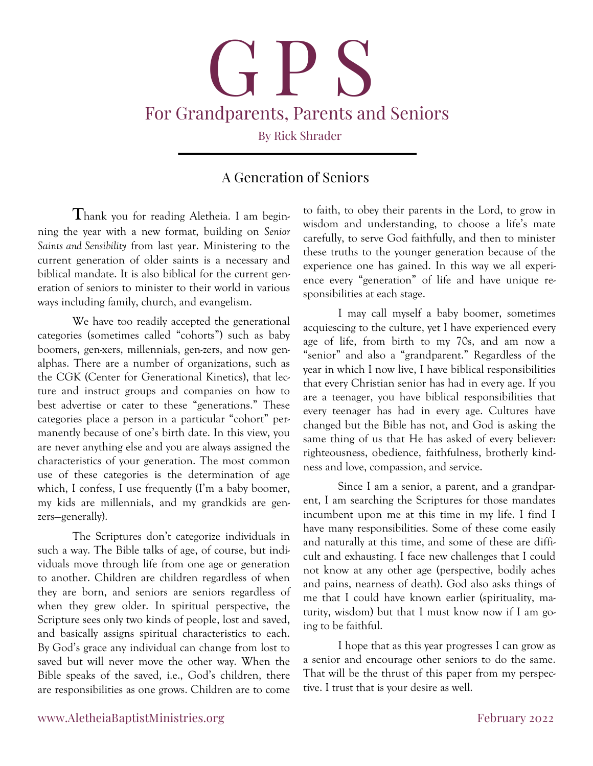# G P S

## For Grandparents, Parents and Seniors

By Rick Shrader

### A Generation of Seniors

Thank you for reading Aletheia. I am beginning the year with a new format, building on *Senior Saints and Sensibility* from last year. Ministering to the current generation of older saints is a necessary and biblical mandate. It is also biblical for the current generation of seniors to minister to their world in various ways including family, church, and evangelism.

We have too readily accepted the generational categories (sometimes called "cohorts") such as baby boomers, gen-xers, millennials, gen-zers, and now gen-alphas. There are a number of organizations, such as the CGK (Center for Generational Kinetics), that lecture and instruct groups and companies on how to best advertise or cater to these "generations." These categories place a person in a particular "cohort" permanently because of one's birth date. In this view, you are never anything else and you are always assigned the characteristics of your generation. The most common use of these categories is the determination of age which, I confess, I use frequently (I'm a baby boomer, my kids are millennials, and my grandkids are gen-zers—generally).

The Scriptures don't categorize individuals in such a way. The Bible talks of age, of course, but individuals move through life from one age or generation to another. Children are children regardless of when they are born, and seniors are seniors regardless of when they grew older. In spiritual perspective, the Scripture sees only two kinds of people, lost and saved, and basically assigns spiritual characteristics to each. By God's grace any individual can change from lost to saved but will never move the other way. When the Bible speaks of the saved, i.e., God's children, there are responsibilities as one grows. Children are to come to faith, to obey their parents in the Lord, to grow in wisdom and understanding, to choose a life's mate carefully, to serve God faithfully, and then to minister these truths to the younger generation because of the experience one has gained. In this way we all experience every "generation" of life and have unique responsibilities at each stage.

I may call myself a baby boomer, sometimes acquiescing to the culture, yet I have experienced every age of life, from birth to my 70s, and am now a "senior" and also a "grandparent." Regardless of the year in which I now live, I have biblical responsibilities that every Christian senior has had in every age. If you are a teenager, you have biblical responsibilities that every teenager has had in every age. Cultures have changed but the Bible has not, and God is asking the same thing of us that He has asked of every believer: righteousness, obedience, faithfulness, brotherly kindness and love, compassion, and service.

Since I am a senior, a parent, and a grandparent, I am searching the Scriptures for those mandates incumbent upon me at this time in my life. I find I have many responsibilities. Some of these come easily and naturally at this time, and some of these are difficult and exhausting. I face new challenges that I could not know at any other age (perspective, bodily aches and pains, nearness of death). God also asks things of me that I could have known earlier (spirituality, maturity, wisdom) but that I must know now if I am going to be faithful.

I hope that as this year progresses I can grow as a senior and encourage other seniors to do the same. That will be the thrust of this paper from my perspective. I trust that is your desire as well.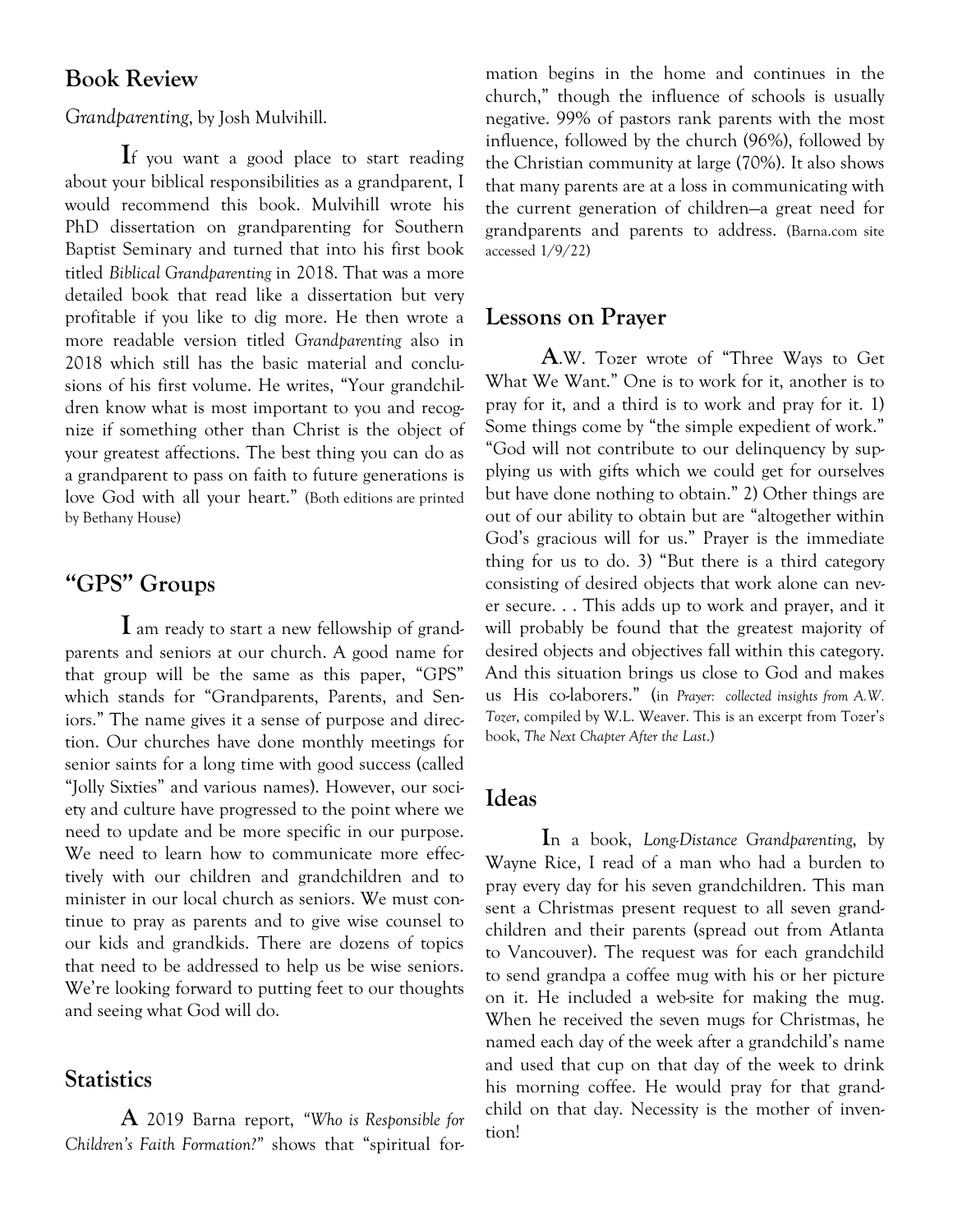## Book Review

*Grandparenting*, by Josh Mulvihill.

If you want a good place to start reading about your biblical responsibilities as a grandparent, I would recommend this book. Mulvihill wrote his PhD dissertation on grandparenting for Southern Baptist Seminary and turned that into his first book titled *Biblical Grandparenting* in 2018. That was a more detailed book that read like a dissertation but very profitable if you like to dig more. He then wrote a more readable version titled *Grandparenting* also in 2018 which still has the basic material and conclusions of his first volume. He writes, "Your grandchildren know what is most important to you and recognize if something other than Christ is the object of your greatest affections. The best thing you can do as a grandparent to pass on faith to future generations is love God with all your heart." (Both editions are printed by Bethany House)

## "GPS" Groups

I am ready to start a new fellowship of grandparents and seniors at our church. A good name for that group will be the same as this paper, "GPS" which stands for "Grandparents, Parents, and Seniors." The name gives it a sense of purpose and direction. Our churches have done monthly meetings for senior saints for a long time with good success (called "Jolly Sixties" and various names). However, our society and culture have progressed to the point where we need to update and be more specific in our purpose. We need to learn how to communicate more effectively with our children and grandchildren and to minister in our local church as seniors. We must continue to pray as parents and to give wise counsel to our kids and grandkids. There are dozens of topics that need to be addressed to help us be wise seniors. We're looking forward to putting feet to our thoughts and seeing what God will do.

## Statistics

A 2019 Barna report, *"Who is Responsible for Children's Faith Formation?"* shows that "spiritual formation begins in the home and continues in the church," though the influence of schools is usually negative. 99% of pastors rank parents with the most influence, followed by the church (96%), followed by the Christian community at large (70%). It also shows that many parents are at a loss in communicating with the current generation of children—a great need for grandparents and parents to address. (Barna.com site accessed 1/9/22)

## Lessons on Prayer

A.W. Tozer wrote of "Three Ways to Get What We Want." One is to work for it, another is to pray for it, and a third is to work and pray for it. 1) Some things come by "the simple expedient of work." "God will not contribute to our delinquency by supplying us with gifts which we could get for ourselves but have done nothing to obtain." 2) Other things are out of our ability to obtain but are "altogether within God's gracious will for us." Prayer is the immediate thing for us to do. 3) "But there is a third category consisting of desired objects that work alone can never secure. . . This adds up to work and prayer, and it will probably be found that the greatest majority of desired objects and objectives fall within this category. And this situation brings us close to God and makes us His co-laborers." (in *Prayer: collected insights from A.W. Tozer*, compiled by W.L. Weaver. This is an excerpt from Tozer's book, *The Next Chapter After the Last*.)

## Ideas

In a book, *Long-Distance Grandparenting*, by Wayne Rice, I read of a man who had a burden to pray every day for his seven grandchildren. This man sent a Christmas present request to all seven grandchildren and their parents (spread out from Atlanta to Vancouver). The request was for each grandchild to send grandpa a coffee mug with his or her picture on it. He included a web-site for making the mug. When he received the seven mugs for Christmas, he named each day of the week after a grandchild's name and used that cup on that day of the week to drink his morning coffee. He would pray for that grandchild on that day. Necessity is the mother of invention!